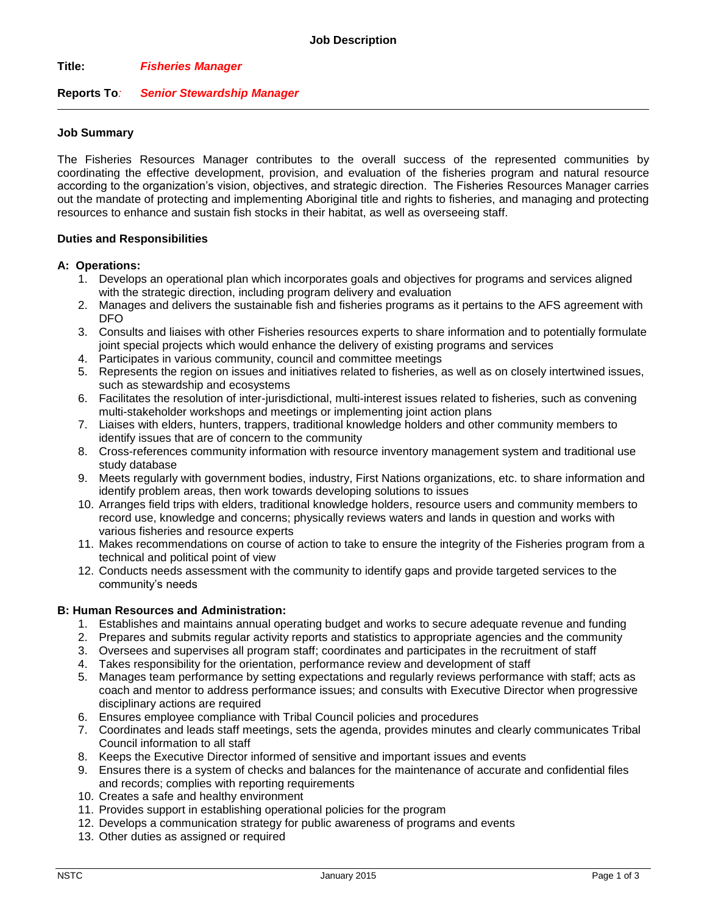# Job Description

**Title:** ***Fisheries Manager***

**Reports To***:* ***Senior Stewardship Manager***

---

## Job Summary

The Fisheries Resources Manager contributes to the overall success of the represented communities by coordinating the effective development, provision, and evaluation of the fisheries program and natural resource according to the organization's vision, objectives, and strategic direction. The Fisheries Resources Manager carries out the mandate of protecting and implementing Aboriginal title and rights to fisheries, and managing and protecting resources to enhance and sustain fish stocks in their habitat, as well as overseeing staff.

## Duties and Responsibilities

### A: Operations:

1. Develops an operational plan which incorporates goals and objectives for programs and services aligned with the strategic direction, including program delivery and evaluation
2. Manages and delivers the sustainable fish and fisheries programs as it pertains to the AFS agreement with DFO
3. Consults and liaises with other Fisheries resources experts to share information and to potentially formulate joint special projects which would enhance the delivery of existing programs and services
4. Participates in various community, council and committee meetings
5. Represents the region on issues and initiatives related to fisheries, as well as on closely intertwined issues, such as stewardship and ecosystems
6. Facilitates the resolution of inter-jurisdictional, multi-interest issues related to fisheries, such as convening multi-stakeholder workshops and meetings or implementing joint action plans
7. Liaises with elders, hunters, trappers, traditional knowledge holders and other community members to identify issues that are of concern to the community
8. Cross-references community information with resource inventory management system and traditional use study database
9. Meets regularly with government bodies, industry, First Nations organizations, etc. to share information and identify problem areas, then work towards developing solutions to issues
10. Arranges field trips with elders, traditional knowledge holders, resource users and community members to record use, knowledge and concerns; physically reviews waters and lands in question and works with various fisheries and resource experts
11. Makes recommendations on course of action to take to ensure the integrity of the Fisheries program from a technical and political point of view
12. Conducts needs assessment with the community to identify gaps and provide targeted services to the community's needs

### B: Human Resources and Administration:

1. Establishes and maintains annual operating budget and works to secure adequate revenue and funding
2. Prepares and submits regular activity reports and statistics to appropriate agencies and the community
3. Oversees and supervises all program staff; coordinates and participates in the recruitment of staff
4. Takes responsibility for the orientation, performance review and development of staff
5. Manages team performance by setting expectations and regularly reviews performance with staff; acts as coach and mentor to address performance issues; and consults with Executive Director when progressive disciplinary actions are required
6. Ensures employee compliance with Tribal Council policies and procedures
7. Coordinates and leads staff meetings, sets the agenda, provides minutes and clearly communicates Tribal Council information to all staff
8. Keeps the Executive Director informed of sensitive and important issues and events
9. Ensures there is a system of checks and balances for the maintenance of accurate and confidential files and records; complies with reporting requirements
10. Creates a safe and healthy environment
11. Provides support in establishing operational policies for the program
12. Develops a communication strategy for public awareness of programs and events
13. Other duties as assigned or required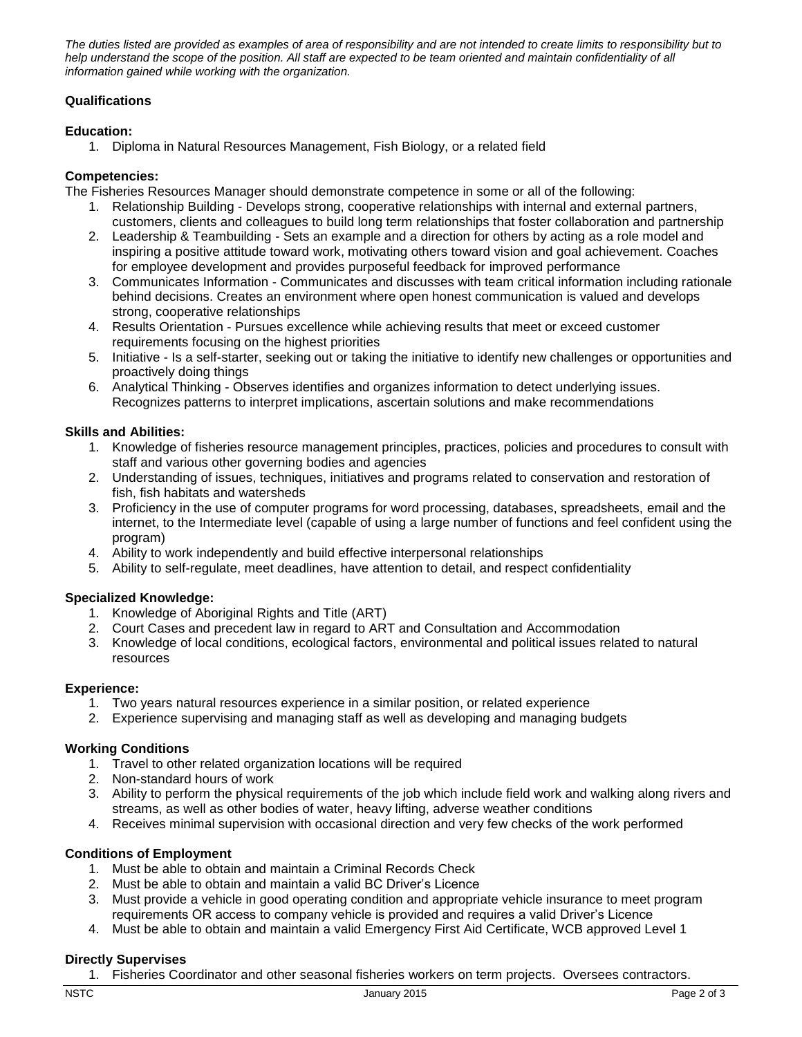*The duties listed are provided as examples of area of responsibility and are not intended to create limits to responsibility but to help understand the scope of the position. All staff are expected to be team oriented and maintain confidentiality of all information gained while working with the organization.*

**Qualifications**

**Education:**

1. Diploma in Natural Resources Management, Fish Biology, or a related field

**Competencies:**

The Fisheries Resources Manager should demonstrate competence in some or all of the following:

1. Relationship Building - Develops strong, cooperative relationships with internal and external partners, customers, clients and colleagues to build long term relationships that foster collaboration and partnership
2. Leadership & Teambuilding - Sets an example and a direction for others by acting as a role model and inspiring a positive attitude toward work, motivating others toward vision and goal achievement. Coaches for employee development and provides purposeful feedback for improved performance
3. Communicates Information - Communicates and discusses with team critical information including rationale behind decisions. Creates an environment where open honest communication is valued and develops strong, cooperative relationships
4. Results Orientation - Pursues excellence while achieving results that meet or exceed customer requirements focusing on the highest priorities
5. Initiative - Is a self-starter, seeking out or taking the initiative to identify new challenges or opportunities and proactively doing things
6. Analytical Thinking - Observes identifies and organizes information to detect underlying issues. Recognizes patterns to interpret implications, ascertain solutions and make recommendations

**Skills and Abilities:**

1. Knowledge of fisheries resource management principles, practices, policies and procedures to consult with staff and various other governing bodies and agencies
2. Understanding of issues, techniques, initiatives and programs related to conservation and restoration of fish, fish habitats and watersheds
3. Proficiency in the use of computer programs for word processing, databases, spreadsheets, email and the internet, to the Intermediate level (capable of using a large number of functions and feel confident using the program)
4. Ability to work independently and build effective interpersonal relationships
5. Ability to self-regulate, meet deadlines, have attention to detail, and respect confidentiality

**Specialized Knowledge:**

1. Knowledge of Aboriginal Rights and Title (ART)
2. Court Cases and precedent law in regard to ART and Consultation and Accommodation
3. Knowledge of local conditions, ecological factors, environmental and political issues related to natural resources

**Experience:**

1. Two years natural resources experience in a similar position, or related experience
2. Experience supervising and managing staff as well as developing and managing budgets

**Working Conditions**

1. Travel to other related organization locations will be required
2. Non-standard hours of work
3. Ability to perform the physical requirements of the job which include field work and walking along rivers and streams, as well as other bodies of water, heavy lifting, adverse weather conditions
4. Receives minimal supervision with occasional direction and very few checks of the work performed

**Conditions of Employment**

1. Must be able to obtain and maintain a Criminal Records Check
2. Must be able to obtain and maintain a valid BC Driver's Licence
3. Must provide a vehicle in good operating condition and appropriate vehicle insurance to meet program requirements OR access to company vehicle is provided and requires a valid Driver's Licence
4. Must be able to obtain and maintain a valid Emergency First Aid Certificate, WCB approved Level 1

**Directly Supervises**

1. Fisheries Coordinator and other seasonal fisheries workers on term projects. Oversees contractors.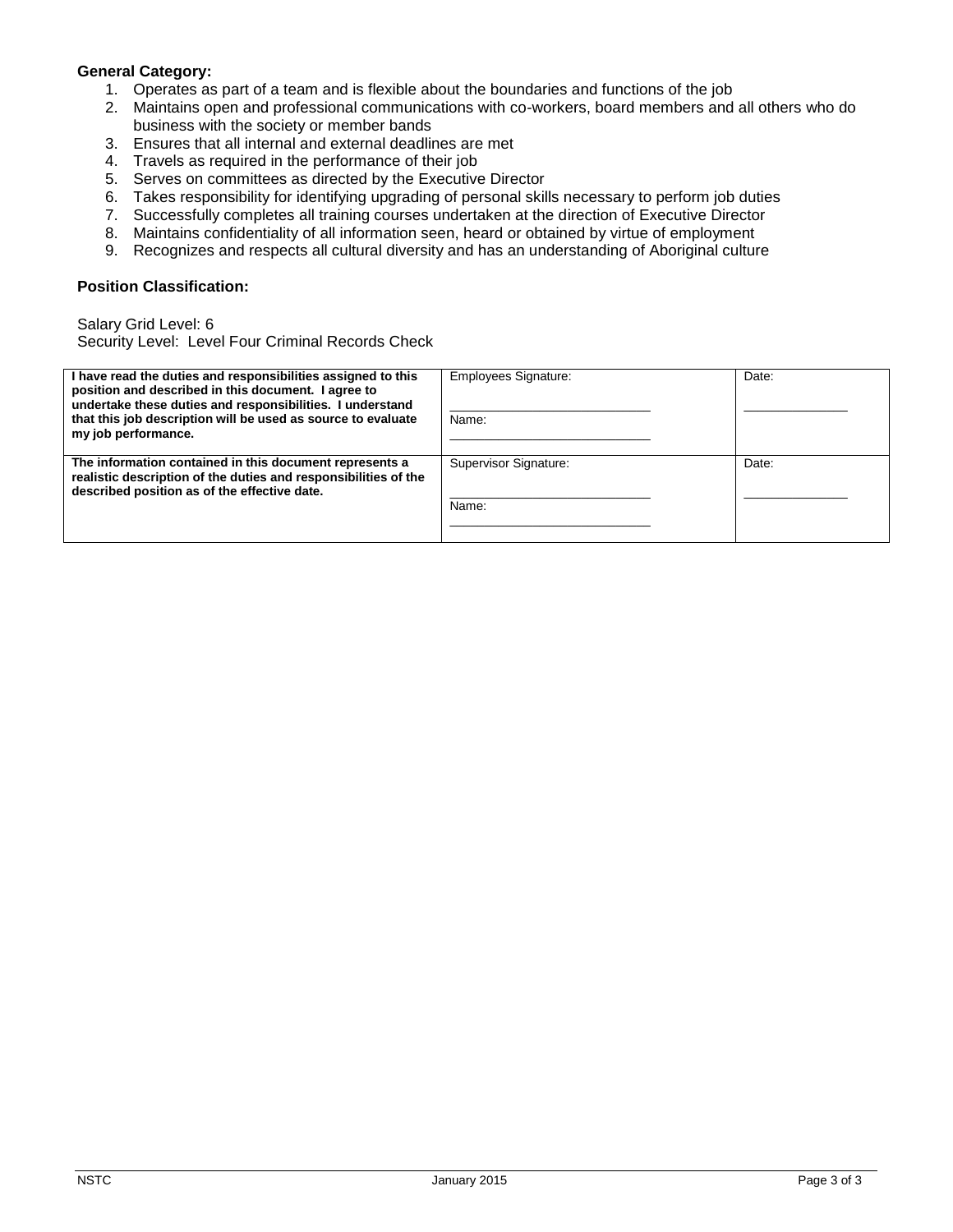**General Category:**

1. Operates as part of a team and is flexible about the boundaries and functions of the job
2. Maintains open and professional communications with co-workers, board members and all others who do business with the society or member bands
3. Ensures that all internal and external deadlines are met
4. Travels as required in the performance of their job
5. Serves on committees as directed by the Executive Director
6. Takes responsibility for identifying upgrading of personal skills necessary to perform job duties
7. Successfully completes all training courses undertaken at the direction of Executive Director
8. Maintains confidentiality of all information seen, heard or obtained by virtue of employment
9. Recognizes and respects all cultural diversity and has an understanding of Aboriginal culture

**Position Classification:**

Salary Grid Level: 6
Security Level: Level Four Criminal Records Check

| | | |
|---|---|---|
| **I have read the duties and responsibilities assigned to this position and described in this document. I agree to undertake these duties and responsibilities. I understand that this job description will be used as source to evaluate my job performance.** | Employees Signature: ____________________ Name: ____________________ | Date: ____________ |
| **The information contained in this document represents a realistic description of the duties and responsibilities of the described position as of the effective date.** | Supervisor Signature: ____________________ Name: ____________________ | Date: ____________ |